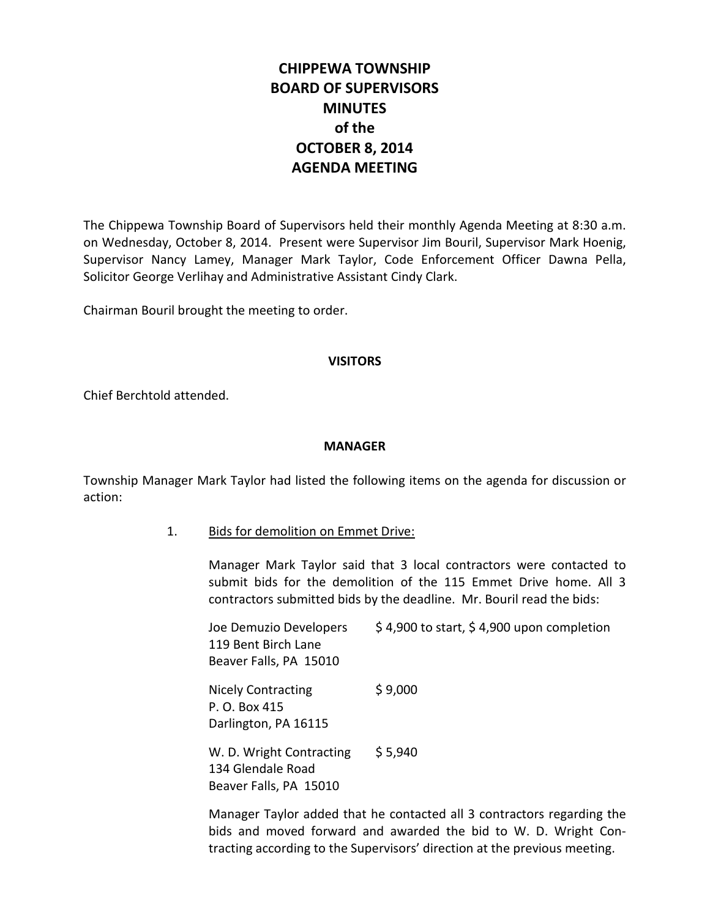# CHIPPEWA TOWNSHIP
# BOARD OF SUPERVISORS
# MINUTES
# of the
# OCTOBER 8, 2014
# AGENDA MEETING

The Chippewa Township Board of Supervisors held their monthly Agenda Meeting at 8:30 a.m. on Wednesday, October 8, 2014. Present were Supervisor Jim Bouril, Supervisor Mark Hoenig, Supervisor Nancy Lamey, Manager Mark Taylor, Code Enforcement Officer Dawna Pella, Solicitor George Verlihay and Administrative Assistant Cindy Clark.

Chairman Bouril brought the meeting to order.

## VISITORS

Chief Berchtold attended.

## MANAGER

Township Manager Mark Taylor had listed the following items on the agenda for discussion or action:

1. Bids for demolition on Emmet Drive:

   Manager Mark Taylor said that 3 local contractors were contacted to submit bids for the demolition of the 115 Emmet Drive home. All 3 contractors submitted bids by the deadline. Mr. Bouril read the bids:

   | Contractor | Bid |
   |---|---|
   | Joe Demuzio Developers<br>119 Bent Birch Lane<br>Beaver Falls, PA 15010 | $ 4,900 to start, $ 4,900 upon completion |
   | Nicely Contracting<br>P. O. Box 415<br>Darlington, PA 16115 | $ 9,000 |
   | W. D. Wright Contracting<br>134 Glendale Road<br>Beaver Falls, PA 15010 | $ 5,940 |

   Manager Taylor added that he contacted all 3 contractors regarding the bids and moved forward and awarded the bid to W. D. Wright Contracting according to the Supervisors' direction at the previous meeting.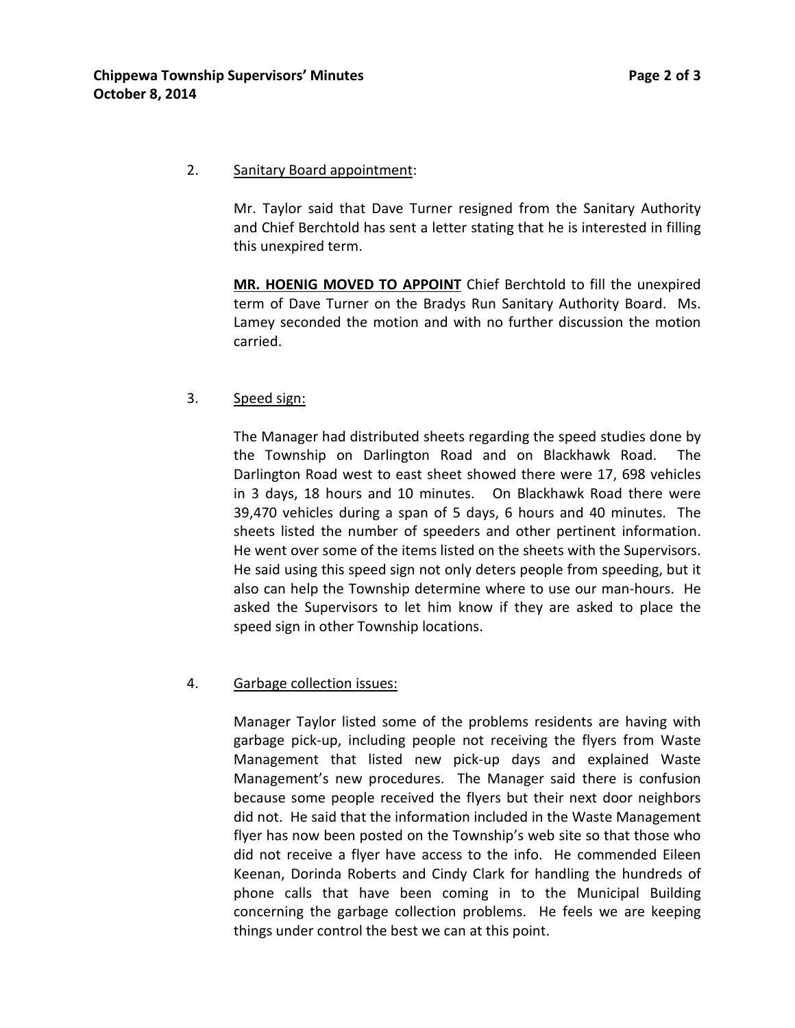2. Sanitary Board appointment:

   Mr. Taylor said that Dave Turner resigned from the Sanitary Authority and Chief Berchtold has sent a letter stating that he is interested in filling this unexpired term.

   **MR. HOENIG MOVED TO APPOINT** Chief Berchtold to fill the unexpired term of Dave Turner on the Bradys Run Sanitary Authority Board. Ms. Lamey seconded the motion and with no further discussion the motion carried.

3. Speed sign:

   The Manager had distributed sheets regarding the speed studies done by the Township on Darlington Road and on Blackhawk Road. The Darlington Road west to east sheet showed there were 17, 698 vehicles in 3 days, 18 hours and 10 minutes. On Blackhawk Road there were 39,470 vehicles during a span of 5 days, 6 hours and 40 minutes. The sheets listed the number of speeders and other pertinent information. He went over some of the items listed on the sheets with the Supervisors. He said using this speed sign not only deters people from speeding, but it also can help the Township determine where to use our man-hours. He asked the Supervisors to let him know if they are asked to place the speed sign in other Township locations.

4. Garbage collection issues:

   Manager Taylor listed some of the problems residents are having with garbage pick-up, including people not receiving the flyers from Waste Management that listed new pick-up days and explained Waste Management's new procedures. The Manager said there is confusion because some people received the flyers but their next door neighbors did not. He said that the information included in the Waste Management flyer has now been posted on the Township's web site so that those who did not receive a flyer have access to the info. He commended Eileen Keenan, Dorinda Roberts and Cindy Clark for handling the hundreds of phone calls that have been coming in to the Municipal Building concerning the garbage collection problems. He feels we are keeping things under control the best we can at this point.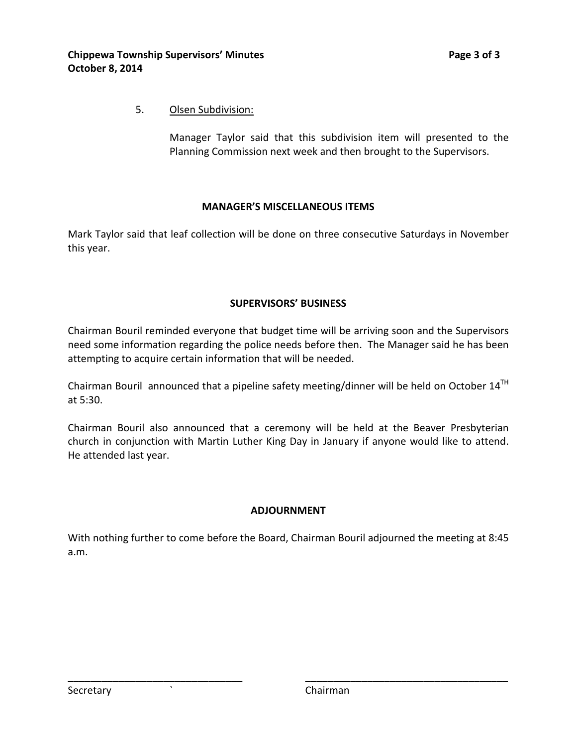5. Olsen Subdivision:

   Manager Taylor said that this subdivision item will presented to the Planning Commission next week and then brought to the Supervisors.

## MANAGER'S MISCELLANEOUS ITEMS

Mark Taylor said that leaf collection will be done on three consecutive Saturdays in November this year.

## SUPERVISORS' BUSINESS

Chairman Bouril reminded everyone that budget time will be arriving soon and the Supervisors need some information regarding the police needs before then. The Manager said he has been attempting to acquire certain information that will be needed.

Chairman Bouril announced that a pipeline safety meeting/dinner will be held on October $14^{TH}$ at 5:30.

Chairman Bouril also announced that a ceremony will be held at the Beaver Presbyterian church in conjunction with Martin Luther King Day in January if anyone would like to attend. He attended last year.

## ADJOURNMENT

With nothing further to come before the Board, Chairman Bouril adjourned the meeting at 8:45 a.m.

\_\_\_\_\_\_\_\_\_\_\_\_\_\_\_\_\_\_\_\_\_\_\_\_\_\_\_\_\_\_\_\_ \_\_\_\_\_\_\_\_\_\_\_\_\_\_\_\_\_\_\_\_\_\_\_\_\_\_\_\_\_\_\_\_\_\_\_\_\_\_

Secretary ` Chairman